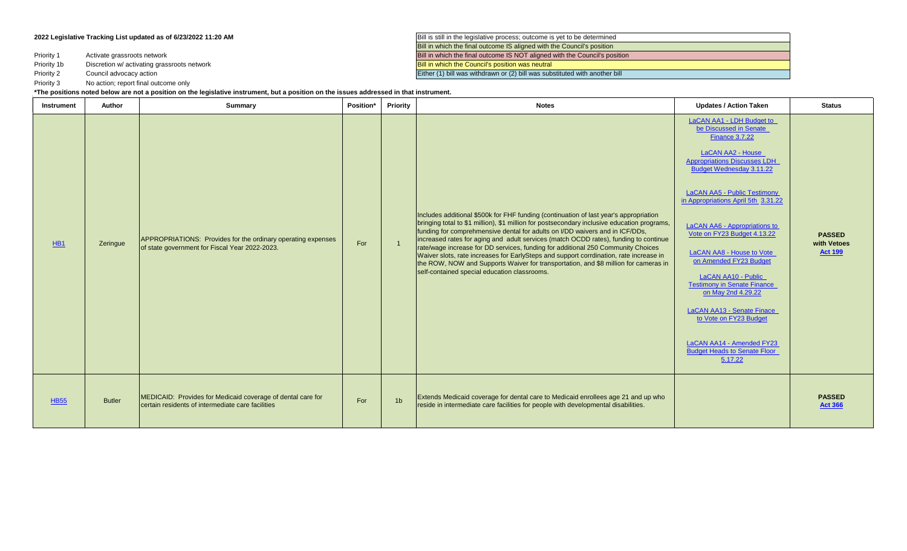**2022 Legislative Tracking List updated as of 6/23/2022 11:20 AM**

| Legend |
|---|
| Bill is still in the legislative process; outcome is yet to be determined |
| Bill in which the final outcome IS aligned with the Council's position |
| Bill in which the final outcome IS NOT aligned with the Council's position |
| Bill in which the Council's position was neutral |
| Either (1) bill was withdrawn or (2) bill was substituted with another bill |

Priority 1 Activate grassroots network

Priority 1b Discretion w/ activating grassroots network

Priority 2 Council advocacy action

Priority 3 No action; report final outcome only

**\*The positions noted below are not a position on the legislative instrument, but a position on the issues addressed in that instrument.**

| Instrument | Author | Summary | Position* | Priority | Notes | Updates / Action Taken | Status |
|---|---|---|---|---|---|---|---|
| HB1 | Zeringue | APPROPRIATIONS: Provides for the ordinary operating expenses of state government for Fiscal Year 2022-2023. | For | 1 | Includes additional $500k for FHF funding (continuation of last year's appropriation bringing total to $1 million), $1 million for postsecondary inclusive education programs, funding for comprehmensive dental for adults on I/DD waivers and in ICF/DDs, increased rates for aging and adult services (match OCDD rates), funding to continue rate/wage increase for DD services, funding for additional 250 Community Choices Waiver slots, rate increases for EarlySteps and support corrdination, rate increase in the ROW, NOW and Supports Waiver for transportation, and $8 million for cameras in self-contained special education classrooms. | LaCAN AA1 - LDH Budget to be Discussed in Senate Finance 3.7.22<br><br>LaCAN AA2 - House Appropriations Discusses LDH Budget Wednesday 3.11.22<br><br>LaCAN AA5 - Public Testimony in Appropriations April 5th 3.31.22<br><br>LaCAN AA6 - Appropriations to Vote on FY23 Budget 4.13.22<br><br>LaCAN AA8 - House to Vote on Amended FY23 Budget<br><br>LaCAN AA10 - Public Testimony in Senate Finance on May 2nd 4.29.22<br><br>LaCAN AA13 - Senate Finace to Vote on FY23 Budget<br><br>LaCAN AA14 - Amended FY23 Budget Heads to Senate Floor 5.17.22 | **PASSED with Vetoes Act 199** |
| HB55 | Butler | MEDICAID: Provides for Medicaid coverage of dental care for certain residents of intermediate care facilities | For | 1b | Extends Medicaid coverage for dental care to Medicaid enrollees age 21 and up who reside in intermediate care facilities for people with developmental disabilities. | | **PASSED Act 366** |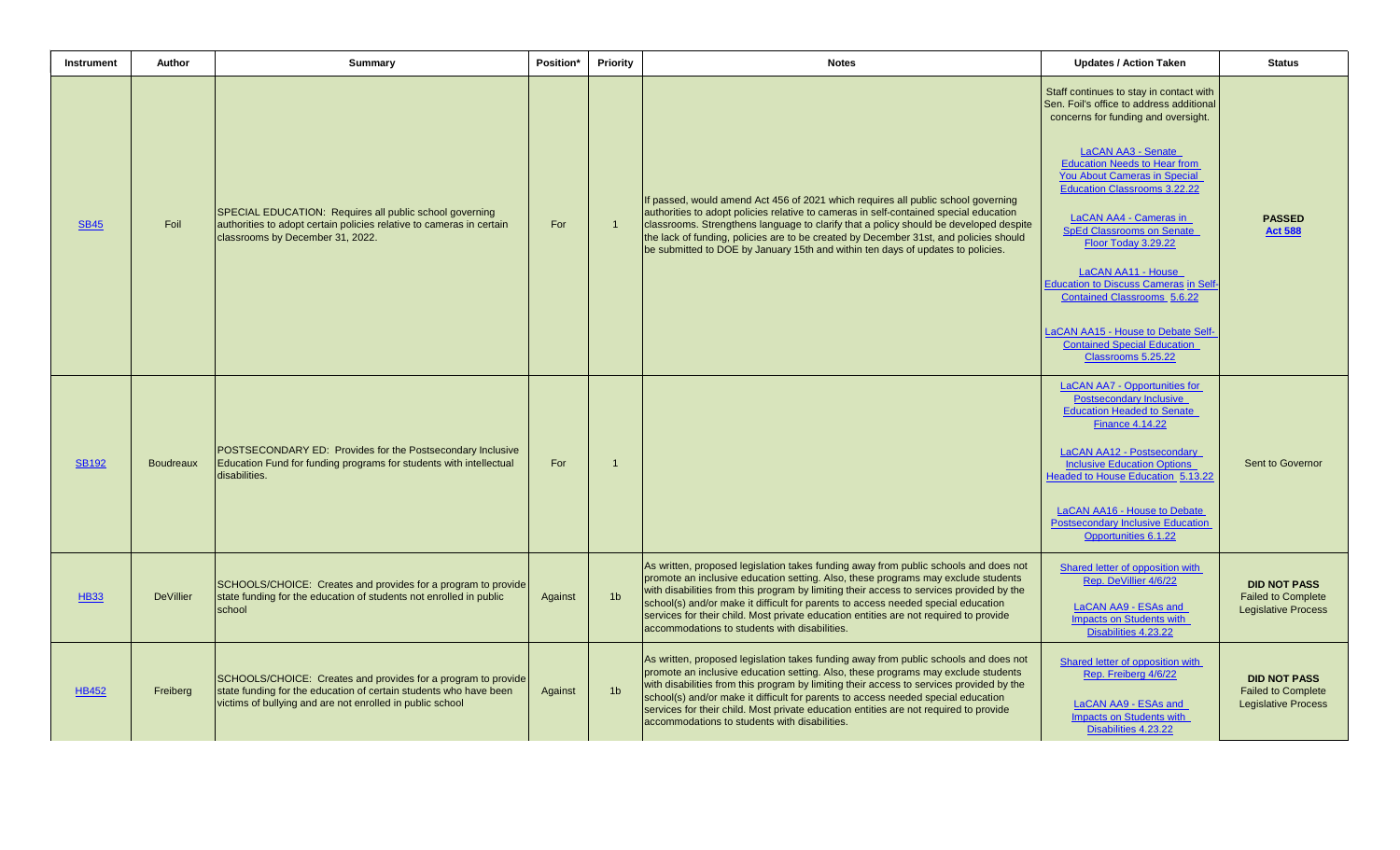| Instrument | Author | Summary | Position* | Priority | Notes | Updates / Action Taken | Status |
|---|---|---|---|---|---|---|---|
| SB45 | Foil | SPECIAL EDUCATION: Requires all public school governing authorities to adopt certain policies relative to cameras in certain classrooms by December 31, 2022. | For | 1 | If passed, would amend Act 456 of 2021 which requires all public school governing authorities to adopt policies relative to cameras in self-contained special education classrooms. Strengthens language to clarify that a policy should be developed despite the lack of funding, policies are to be created by December 31st, and policies should be submitted to DOE by January 15th and within ten days of updates to policies. | Staff continues to stay in contact with Sen. Foil's office to address additional concerns for funding and oversight.<br><br>LaCAN AA3 - Senate Education Needs to Hear from You About Cameras in Special Education Classrooms 3.22.22<br><br>LaCAN AA4 - Cameras in SpEd Classrooms on Senate Floor Today 3.29.22<br><br>LaCAN AA11 - House Education to Discuss Cameras in Self-Contained Classrooms 5.6.22<br><br>LaCAN AA15 - House to Debate Self-Contained Special Education Classrooms 5.25.22 | **PASSED** **Act 588** |
| SB192 | Boudreaux | POSTSECONDARY ED: Provides for the Postsecondary Inclusive Education Fund for funding programs for students with intellectual disabilities. | For | 1 | | LaCAN AA7 - Opportunities for Postsecondary Inclusive Education Headed to Senate Finance 4.14.22<br><br>LaCAN AA12 - Postsecondary Inclusive Education Options Headed to House Education 5.13.22<br><br>LaCAN AA16 - House to Debate Postsecondary Inclusive Education Opportunities 6.1.22 | Sent to Governor |
| HB33 | DeVillier | SCHOOLS/CHOICE: Creates and provides for a program to provide state funding for the education of students not enrolled in public school | Against | 1b | As written, proposed legislation takes funding away from public schools and does not promote an inclusive education setting. Also, these programs may exclude students with disabilities from this program by limiting their access to services provided by the school(s) and/or make it difficult for parents to access needed special education services for their child. Most private education entities are not required to provide accommodations to students with disabilities. | Shared letter of opposition with Rep. DeVillier 4/6/22<br><br>LaCAN AA9 - ESAs and Impacts on Students with Disabilities 4.23.22 | **DID NOT PASS** Failed to Complete Legislative Process |
| HB452 | Freiberg | SCHOOLS/CHOICE: Creates and provides for a program to provide state funding for the education of certain students who have been victims of bullying and are not enrolled in public school | Against | 1b | As written, proposed legislation takes funding away from public schools and does not promote an inclusive education setting. Also, these programs may exclude students with disabilities from this program by limiting their access to services provided by the school(s) and/or make it difficult for parents to access needed special education services for their child. Most private education entities are not required to provide accommodations to students with disabilities. | Shared letter of opposition with Rep. Freiberg 4/6/22<br><br>LaCAN AA9 - ESAs and Impacts on Students with Disabilities 4.23.22 | **DID NOT PASS** Failed to Complete Legislative Process |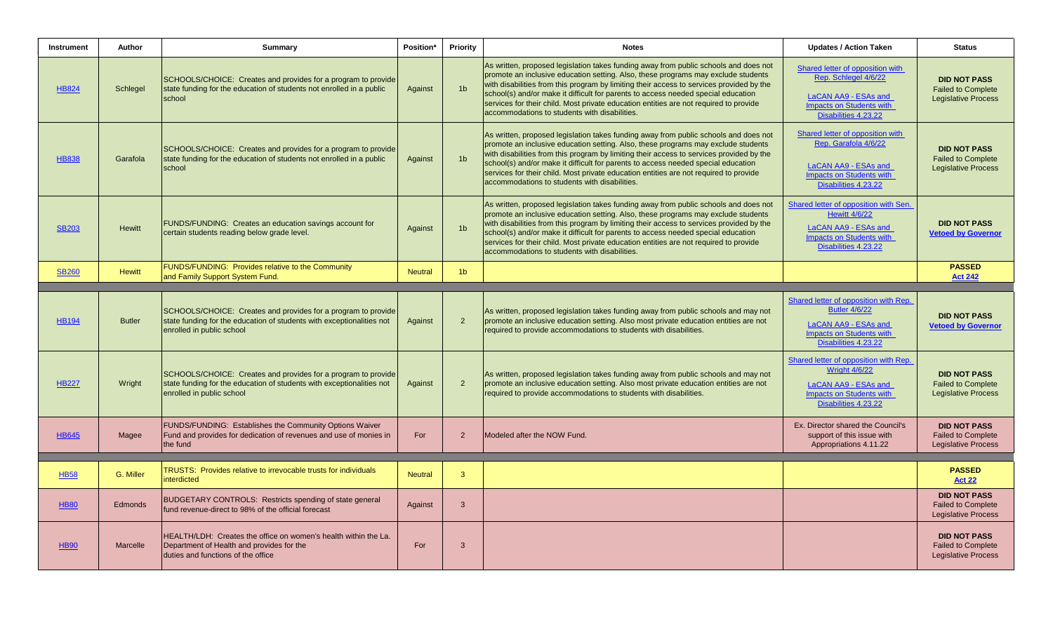| Instrument | Author | Summary | Position* | Priority | Notes | Updates / Action Taken | Status |
|---|---|---|---|---|---|---|---|
| HB824 | Schlegel | SCHOOLS/CHOICE: Creates and provides for a program to provide state funding for the education of students not enrolled in a public school | Against | 1b | As written, proposed legislation takes funding away from public schools and does not promote an inclusive education setting. Also, these programs may exclude students with disabilities from this program by limiting their access to services provided by the school(s) and/or make it difficult for parents to access needed special education services for their child. Most private education entities are not required to provide accommodations to students with disabilities. | Shared letter of opposition with Rep. Schlegel 4/6/22<br><br>LaCAN AA9 - ESAs and Impacts on Students with Disabilities 4.23.22 | **DID NOT PASS** Failed to Complete Legislative Process |
| HB838 | Garafola | SCHOOLS/CHOICE: Creates and provides for a program to provide state funding for the education of students not enrolled in a public school | Against | 1b | As written, proposed legislation takes funding away from public schools and does not promote an inclusive education setting. Also, these programs may exclude students with disabilities from this program by limiting their access to services provided by the school(s) and/or make it difficult for parents to access needed special education services for their child. Most private education entities are not required to provide accommodations to students with disabilities. | Shared letter of opposition with Rep. Garafola 4/6/22<br><br>LaCAN AA9 - ESAs and Impacts on Students with Disabilities 4.23.22 | **DID NOT PASS** Failed to Complete Legislative Process |
| SB203 | Hewitt | FUNDS/FUNDING: Creates an education savings account for certain students reading below grade level. | Against | 1b | As written, proposed legislation takes funding away from public schools and does not promote an inclusive education setting. Also, these programs may exclude students with disabilities from this program by limiting their access to services provided by the school(s) and/or make it difficult for parents to access needed special education services for their child. Most private education entities are not required to provide accommodations to students with disabilities. | Shared letter of opposition with Sen. Hewitt 4/6/22<br>LaCAN AA9 - ESAs and Impacts on Students with Disabilities 4.23.22 | **DID NOT PASS** **Vetoed by Governor** |
| SB260 | Hewitt | FUNDS/FUNDING: Provides relative to the Community and Family Support System Fund. | Neutral | 1b | | | **PASSED** **Act 242** |
| | | | | | | | |
| HB194 | Butler | SCHOOLS/CHOICE: Creates and provides for a program to provide state funding for the education of students with exceptionalities not enrolled in public school | Against | 2 | As written, proposed legislation takes funding away from public schools and may not promote an inclusive education setting. Also most private education entities are not required to provide accommodations to students with disabilities. | Shared letter of opposition with Rep. Butler 4/6/22<br>LaCAN AA9 - ESAs and Impacts on Students with Disabilities 4.23.22 | **DID NOT PASS** **Vetoed by Governor** |
| HB227 | Wright | SCHOOLS/CHOICE: Creates and provides for a program to provide state funding for the education of students with exceptionalities not enrolled in public school | Against | 2 | As written, proposed legislation takes funding away from public schools and may not promote an inclusive education setting. Also most private education entities are not required to provide accommodations to students with disabilities. | Shared letter of opposition with Rep. Wright 4/6/22<br>LaCAN AA9 - ESAs and Impacts on Students with Disabilities 4.23.22 | **DID NOT PASS** Failed to Complete Legislative Process |
| HB645 | Magee | FUNDS/FUNDING: Establishes the Community Options Waiver Fund and provides for dedication of revenues and use of monies in the fund | For | 2 | Modeled after the NOW Fund. | Ex. Director shared the Council's support of this issue with Appropriations 4.11.22 | **DID NOT PASS** Failed to Complete Legislative Process |
| | | | | | | | |
| HB58 | G. Miller | TRUSTS: Provides relative to irrevocable trusts for individuals interdicted | Neutral | 3 | | | **PASSED** **Act 22** |
| HB80 | Edmonds | BUDGETARY CONTROLS: Restricts spending of state general fund revenue-direct to 98% of the official forecast | Against | 3 | | | **DID NOT PASS** Failed to Complete Legislative Process |
| HB90 | Marcelle | HEALTH/LDH: Creates the office on women's health within the La. Department of Health and provides for the duties and functions of the office | For | 3 | | | **DID NOT PASS** Failed to Complete Legislative Process |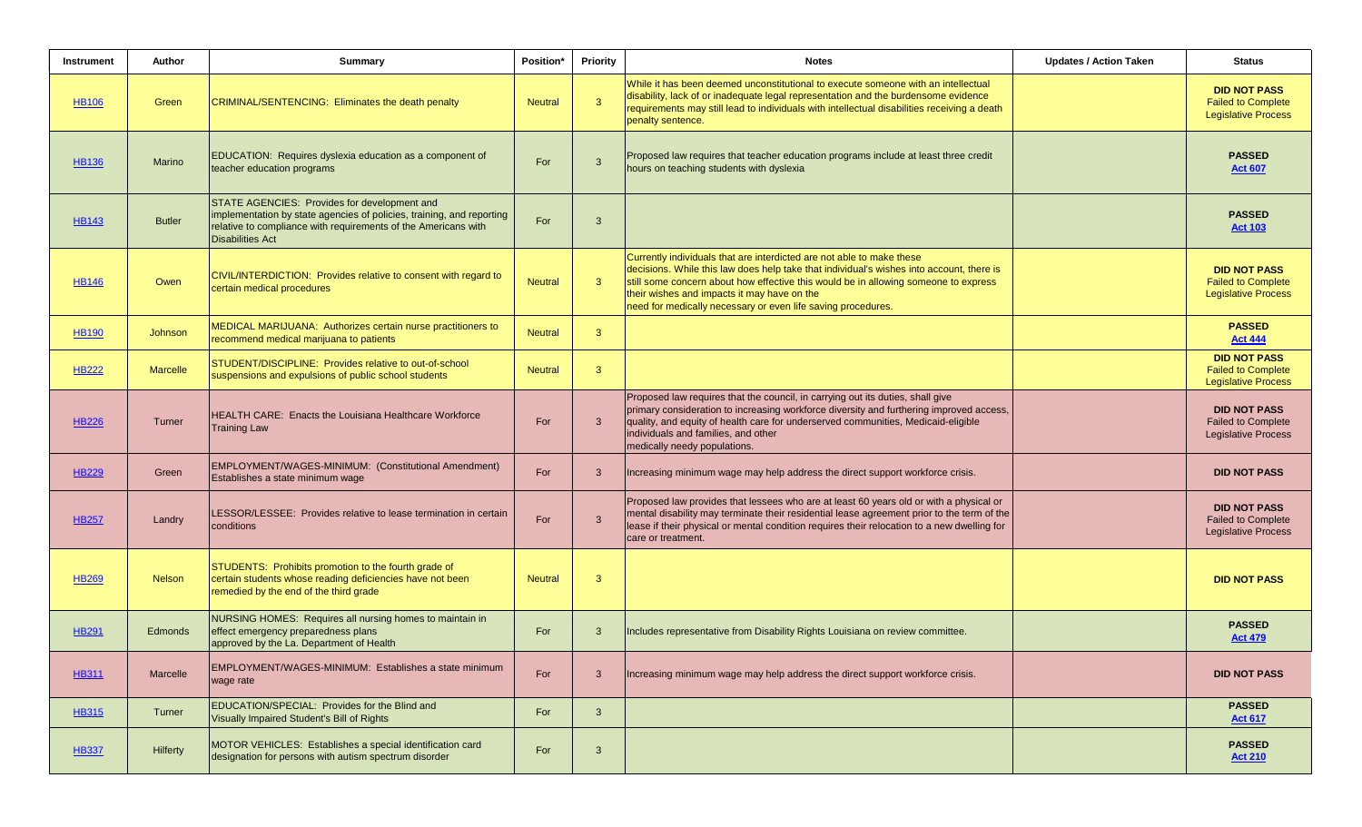| Instrument | Author | Summary | Position* | Priority | Notes | Updates / Action Taken | Status |
|---|---|---|---|---|---|---|---|
| HB106 | Green | CRIMINAL/SENTENCING: Eliminates the death penalty | Neutral | 3 | While it has been deemed unconstitutional to execute someone with an intellectual disability, lack of or inadequate legal representation and the burdensome evidence requirements may still lead to individuals with intellectual disabilities receiving a death penalty sentence. | | **DID NOT PASS** Failed to Complete Legislative Process |
| HB136 | Marino | EDUCATION: Requires dyslexia education as a component of teacher education programs | For | 3 | Proposed law requires that teacher education programs include at least three credit hours on teaching students with dyslexia | | **PASSED** **Act 607** |
| HB143 | Butler | STATE AGENCIES: Provides for development and implementation by state agencies of policies, training, and reporting relative to compliance with requirements of the Americans with Disabilities Act | For | 3 | | | **PASSED** **Act 103** |
| HB146 | Owen | CIVIL/INTERDICTION: Provides relative to consent with regard to certain medical procedures | Neutral | 3 | Currently individuals that are interdicted are not able to make these decisions. While this law does help take that individual's wishes into account, there is still some concern about how effective this would be in allowing someone to express their wishes and impacts it may have on the need for medically necessary or even life saving procedures. | | **DID NOT PASS** Failed to Complete Legislative Process |
| HB190 | Johnson | MEDICAL MARIJUANA: Authorizes certain nurse practitioners to recommend medical marijuana to patients | Neutral | 3 | | | **PASSED** **Act 444** |
| HB222 | Marcelle | STUDENT/DISCIPLINE: Provides relative to out-of-school suspensions and expulsions of public school students | Neutral | 3 | | | **DID NOT PASS** Failed to Complete Legislative Process |
| HB226 | Turner | HEALTH CARE: Enacts the Louisiana Healthcare Workforce Training Law | For | 3 | Proposed law requires that the council, in carrying out its duties, shall give primary consideration to increasing workforce diversity and furthering improved access, quality, and equity of health care for underserved communities, Medicaid-eligible individuals and families, and other medically needy populations. | | **DID NOT PASS** Failed to Complete Legislative Process |
| HB229 | Green | EMPLOYMENT/WAGES-MINIMUM: (Constitutional Amendment) Establishes a state minimum wage | For | 3 | Increasing minimum wage may help address the direct support workforce crisis. | | **DID NOT PASS** |
| HB257 | Landry | LESSOR/LESSEE: Provides relative to lease termination in certain conditions | For | 3 | Proposed law provides that lessees who are at least 60 years old or with a physical or mental disability may terminate their residential lease agreement prior to the term of the lease if their physical or mental condition requires their relocation to a new dwelling for care or treatment. | | **DID NOT PASS** Failed to Complete Legislative Process |
| HB269 | Nelson | STUDENTS: Prohibits promotion to the fourth grade of certain students whose reading deficiencies have not been remedied by the end of the third grade | Neutral | 3 | | | **DID NOT PASS** |
| HB291 | Edmonds | NURSING HOMES: Requires all nursing homes to maintain in effect emergency preparedness plans approved by the La. Department of Health | For | 3 | Includes representative from Disability Rights Louisiana on review committee. | | **PASSED** **Act 479** |
| HB311 | Marcelle | EMPLOYMENT/WAGES-MINIMUM: Establishes a state minimum wage rate | For | 3 | Increasing minimum wage may help address the direct support workforce crisis. | | **DID NOT PASS** |
| HB315 | Turner | EDUCATION/SPECIAL: Provides for the Blind and Visually Impaired Student's Bill of Rights | For | 3 | | | **PASSED** **Act 617** |
| HB337 | Hilferty | MOTOR VEHICLES: Establishes a special identification card designation for persons with autism spectrum disorder | For | 3 | | | **PASSED** **Act 210** |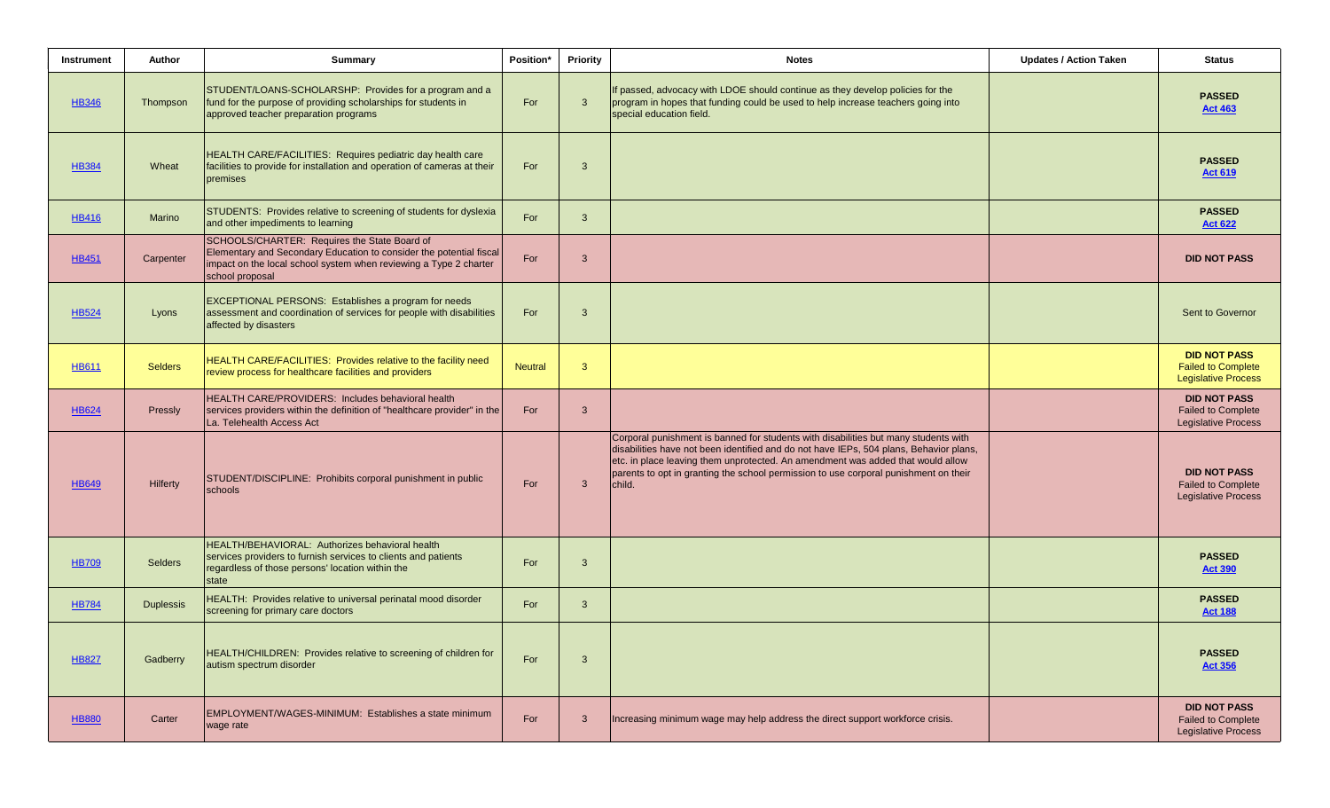| Instrument | Author | Summary | Position* | Priority | Notes | Updates / Action Taken | Status |
|---|---|---|---|---|---|---|---|
| HB346 | Thompson | STUDENT/LOANS-SCHOLARSHP: Provides for a program and a fund for the purpose of providing scholarships for students in approved teacher preparation programs | For | 3 | If passed, advocacy with LDOE should continue as they develop policies for the program in hopes that funding could be used to help increase teachers going into special education field. | | **PASSED** **Act 463** |
| HB384 | Wheat | HEALTH CARE/FACILITIES: Requires pediatric day health care facilities to provide for installation and operation of cameras at their premises | For | 3 | | | **PASSED** **Act 619** |
| HB416 | Marino | STUDENTS: Provides relative to screening of students for dyslexia and other impediments to learning | For | 3 | | | **PASSED** **Act 622** |
| HB451 | Carpenter | SCHOOLS/CHARTER: Requires the State Board of Elementary and Secondary Education to consider the potential fiscal impact on the local school system when reviewing a Type 2 charter school proposal | For | 3 | | | **DID NOT PASS** |
| HB524 | Lyons | EXCEPTIONAL PERSONS: Establishes a program for needs assessment and coordination of services for people with disabilities affected by disasters | For | 3 | | | Sent to Governor |
| HB611 | Selders | HEALTH CARE/FACILITIES: Provides relative to the facility need review process for healthcare facilities and providers | Neutral | 3 | | | **DID NOT PASS** Failed to Complete Legislative Process |
| HB624 | Pressly | HEALTH CARE/PROVIDERS: Includes behavioral health services providers within the definition of "healthcare provider" in the La. Telehealth Access Act | For | 3 | | | **DID NOT PASS** Failed to Complete Legislative Process |
| HB649 | Hilferty | STUDENT/DISCIPLINE: Prohibits corporal punishment in public schools | For | 3 | Corporal punishment is banned for students with disabilities but many students with disabilities have not been identified and do not have IEPs, 504 plans, Behavior plans, etc. in place leaving them unprotected. An amendment was added that would allow parents to opt in granting the school permission to use corporal punishment on their child. | | **DID NOT PASS** Failed to Complete Legislative Process |
| HB709 | Selders | HEALTH/BEHAVIORAL: Authorizes behavioral health services providers to furnish services to clients and patients regardless of those persons' location within the state | For | 3 | | | **PASSED** **Act 390** |
| HB784 | Duplessis | HEALTH: Provides relative to universal perinatal mood disorder screening for primary care doctors | For | 3 | | | **PASSED** **Act 188** |
| HB827 | Gadberry | HEALTH/CHILDREN: Provides relative to screening of children for autism spectrum disorder | For | 3 | | | **PASSED** **Act 356** |
| HB880 | Carter | EMPLOYMENT/WAGES-MINIMUM: Establishes a state minimum wage rate | For | 3 | Increasing minimum wage may help address the direct support workforce crisis. | | **DID NOT PASS** Failed to Complete Legislative Process |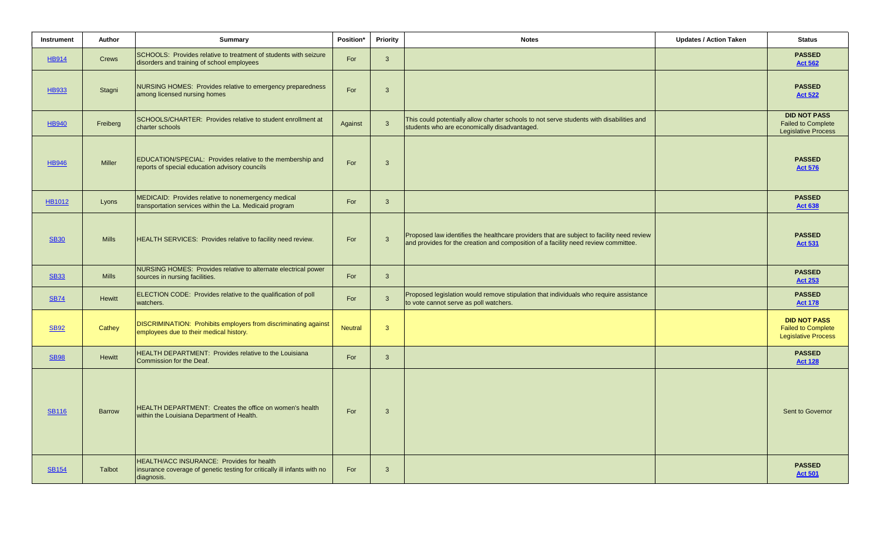| Instrument | Author | Summary | Position* | Priority | Notes | Updates / Action Taken | Status |
|---|---|---|---|---|---|---|---|
| HB914 | Crews | SCHOOLS: Provides relative to treatment of students with seizure disorders and training of school employees | For | 3 | | | **PASSED** **Act 562** |
| HB933 | Stagni | NURSING HOMES: Provides relative to emergency preparedness among licensed nursing homes | For | 3 | | | **PASSED** **Act 522** |
| HB940 | Freiberg | SCHOOLS/CHARTER: Provides relative to student enrollment at charter schools | Against | 3 | This could potentially allow charter schools to not serve students with disabilities and students who are economically disadvantaged. | | **DID NOT PASS** Failed to Complete Legislative Process |
| HB946 | Miller | EDUCATION/SPECIAL: Provides relative to the membership and reports of special education advisory councils | For | 3 | | | **PASSED** **Act 576** |
| HB1012 | Lyons | MEDICAID: Provides relative to nonemergency medical transportation services within the La. Medicaid program | For | 3 | | | **PASSED** **Act 638** |
| SB30 | Mills | HEALTH SERVICES: Provides relative to facility need review. | For | 3 | Proposed law identifies the healthcare providers that are subject to facility need review and provides for the creation and composition of a facility need review committee. | | **PASSED** **Act 531** |
| SB33 | Mills | NURSING HOMES: Provides relative to alternate electrical power sources in nursing facilities. | For | 3 | | | **PASSED** **Act 253** |
| SB74 | Hewitt | ELECTION CODE: Provides relative to the qualification of poll watchers. | For | 3 | Proposed legislation would remove stipulation that individuals who require assistance to vote cannot serve as poll watchers. | | **PASSED** **Act 178** |
| SB92 | Cathey | DISCRIMINATION: Prohibits employers from discriminating against employees due to their medical history. | Neutral | 3 | | | **DID NOT PASS** Failed to Complete Legislative Process |
| SB98 | Hewitt | HEALTH DEPARTMENT: Provides relative to the Louisiana Commission for the Deaf. | For | 3 | | | **PASSED** **Act 128** |
| SB116 | Barrow | HEALTH DEPARTMENT: Creates the office on women's health within the Louisiana Department of Health. | For | 3 | | | Sent to Governor |
| SB154 | Talbot | HEALTH/ACC INSURANCE: Provides for health insurance coverage of genetic testing for critically ill infants with no diagnosis. | For | 3 | | | **PASSED** **Act 501** |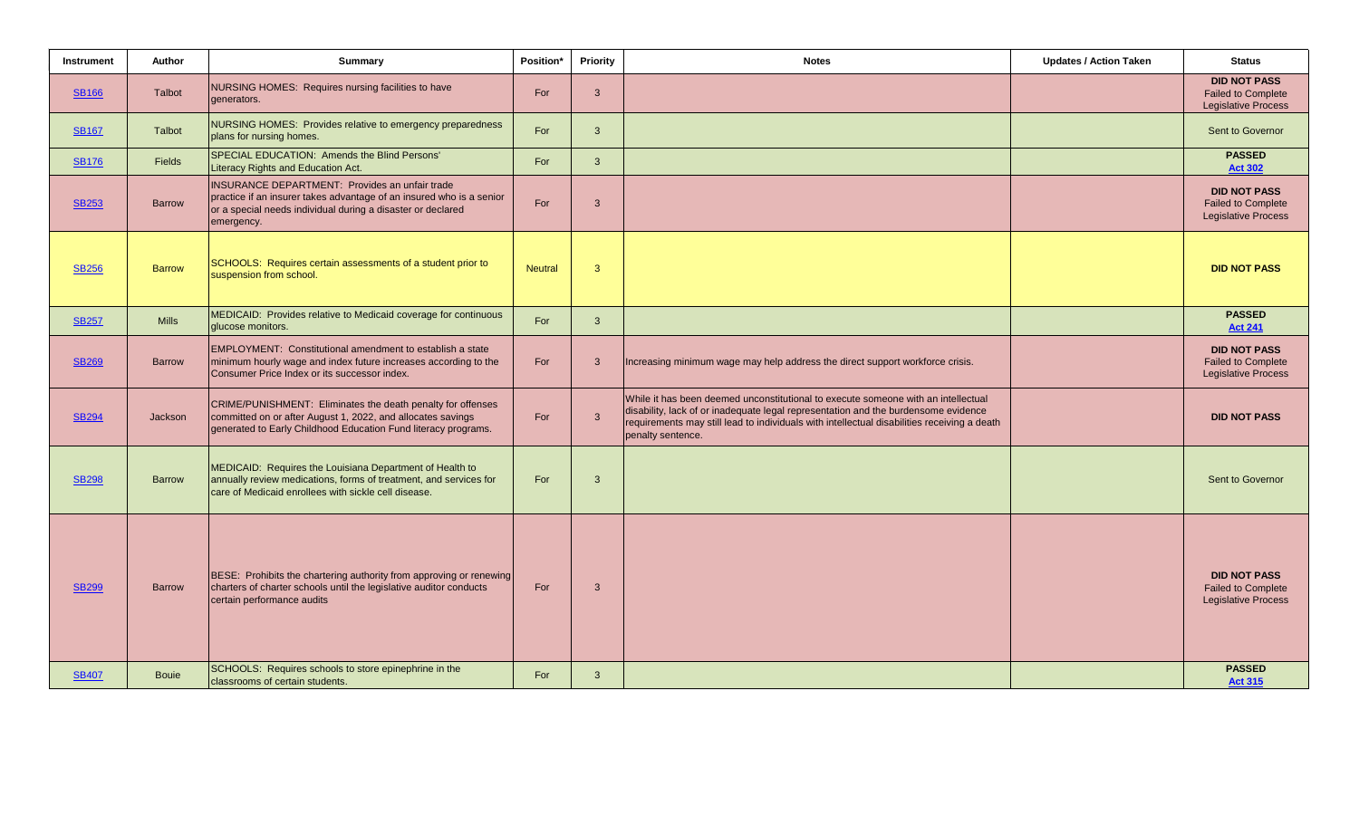| Instrument | Author | Summary | Position* | Priority | Notes | Updates / Action Taken | Status |
|---|---|---|---|---|---|---|---|
| SB166 | Talbot | NURSING HOMES: Requires nursing facilities to have generators. | For | 3 | | | **DID NOT PASS** Failed to Complete Legislative Process |
| SB167 | Talbot | NURSING HOMES: Provides relative to emergency preparedness plans for nursing homes. | For | 3 | | | Sent to Governor |
| SB176 | Fields | SPECIAL EDUCATION: Amends the Blind Persons' Literacy Rights and Education Act. | For | 3 | | | **PASSED** **Act 302** |
| SB253 | Barrow | INSURANCE DEPARTMENT: Provides an unfair trade practice if an insurer takes advantage of an insured who is a senior or a special needs individual during a disaster or declared emergency. | For | 3 | | | **DID NOT PASS** Failed to Complete Legislative Process |
| SB256 | Barrow | SCHOOLS: Requires certain assessments of a student prior to suspension from school. | Neutral | 3 | | | **DID NOT PASS** |
| SB257 | Mills | MEDICAID: Provides relative to Medicaid coverage for continuous glucose monitors. | For | 3 | | | **PASSED** **Act 241** |
| SB269 | Barrow | EMPLOYMENT: Constitutional amendment to establish a state minimum hourly wage and index future increases according to the Consumer Price Index or its successor index. | For | 3 | Increasing minimum wage may help address the direct support workforce crisis. | | **DID NOT PASS** Failed to Complete Legislative Process |
| SB294 | Jackson | CRIME/PUNISHMENT: Eliminates the death penalty for offenses committed on or after August 1, 2022, and allocates savings generated to Early Childhood Education Fund literacy programs. | For | 3 | While it has been deemed unconstitutional to execute someone with an intellectual disability, lack of or inadequate legal representation and the burdensome evidence requirements may still lead to individuals with intellectual disabilities receiving a death penalty sentence. | | **DID NOT PASS** |
| SB298 | Barrow | MEDICAID: Requires the Louisiana Department of Health to annually review medications, forms of treatment, and services for care of Medicaid enrollees with sickle cell disease. | For | 3 | | | Sent to Governor |
| SB299 | Barrow | BESE: Prohibits the chartering authority from approving or renewing charters of charter schools until the legislative auditor conducts certain performance audits | For | 3 | | | **DID NOT PASS** Failed to Complete Legislative Process |
| SB407 | Bouie | SCHOOLS: Requires schools to store epinephrine in the classrooms of certain students. | For | 3 | | | **PASSED** **Act 315** |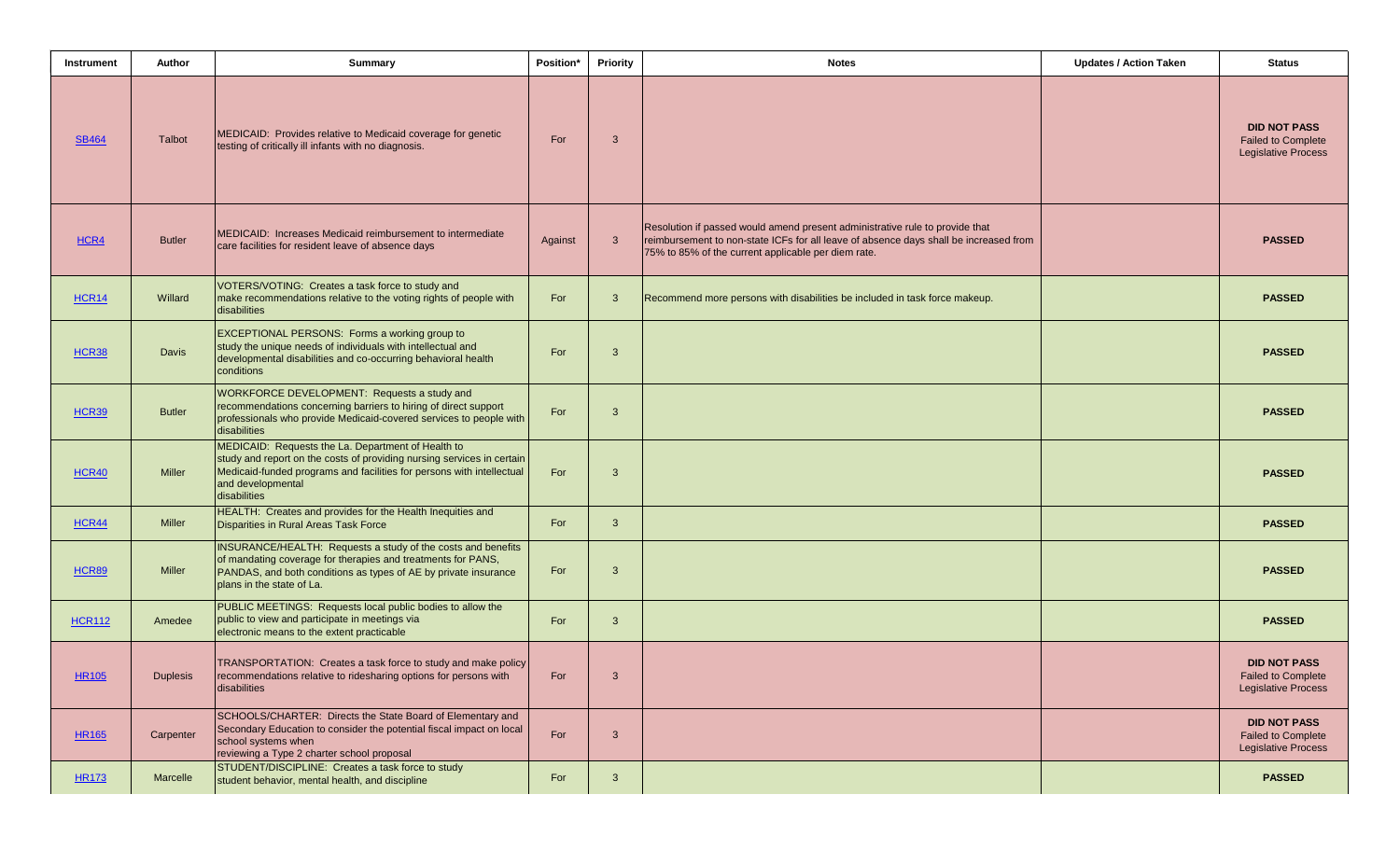| Instrument | Author | Summary | Position* | Priority | Notes | Updates / Action Taken | Status |
| --- | --- | --- | --- | --- | --- | --- | --- |
| SB464 | Talbot | MEDICAID: Provides relative to Medicaid coverage for genetic testing of critically ill infants with no diagnosis. | For | 3 | | | **DID NOT PASS** Failed to Complete Legislative Process |
| HCR4 | Butler | MEDICAID: Increases Medicaid reimbursement to intermediate care facilities for resident leave of absence days | Against | 3 | Resolution if passed would amend present administrative rule to provide that reimbursement to non-state ICFs for all leave of absence days shall be increased from 75% to 85% of the current applicable per diem rate. | | **PASSED** |
| HCR14 | Willard | VOTERS/VOTING: Creates a task force to study and make recommendations relative to the voting rights of people with disabilities | For | 3 | Recommend more persons with disabilities be included in task force makeup. | | **PASSED** |
| HCR38 | Davis | EXCEPTIONAL PERSONS: Forms a working group to study the unique needs of individuals with intellectual and developmental disabilities and co-occurring behavioral health conditions | For | 3 | | | **PASSED** |
| HCR39 | Butler | WORKFORCE DEVELOPMENT: Requests a study and recommendations concerning barriers to hiring of direct support professionals who provide Medicaid-covered services to people with disabilities | For | 3 | | | **PASSED** |
| HCR40 | Miller | MEDICAID: Requests the La. Department of Health to study and report on the costs of providing nursing services in certain Medicaid-funded programs and facilities for persons with intellectual and developmental disabilities | For | 3 | | | **PASSED** |
| HCR44 | Miller | HEALTH: Creates and provides for the Health Inequities and Disparities in Rural Areas Task Force | For | 3 | | | **PASSED** |
| HCR89 | Miller | INSURANCE/HEALTH: Requests a study of the costs and benefits of mandating coverage for therapies and treatments for PANS, PANDAS, and both conditions as types of AE by private insurance plans in the state of La. | For | 3 | | | **PASSED** |
| HCR112 | Amedee | PUBLIC MEETINGS: Requests local public bodies to allow the public to view and participate in meetings via electronic means to the extent practicable | For | 3 | | | **PASSED** |
| HR105 | Duplesis | TRANSPORTATION: Creates a task force to study and make policy recommendations relative to ridesharing options for persons with disabilities | For | 3 | | | **DID NOT PASS** Failed to Complete Legislative Process |
| HR165 | Carpenter | SCHOOLS/CHARTER: Directs the State Board of Elementary and Secondary Education to consider the potential fiscal impact on local school systems when reviewing a Type 2 charter school proposal | For | 3 | | | **DID NOT PASS** Failed to Complete Legislative Process |
| HR173 | Marcelle | STUDENT/DISCIPLINE: Creates a task force to study student behavior, mental health, and discipline | For | 3 | | | **PASSED** |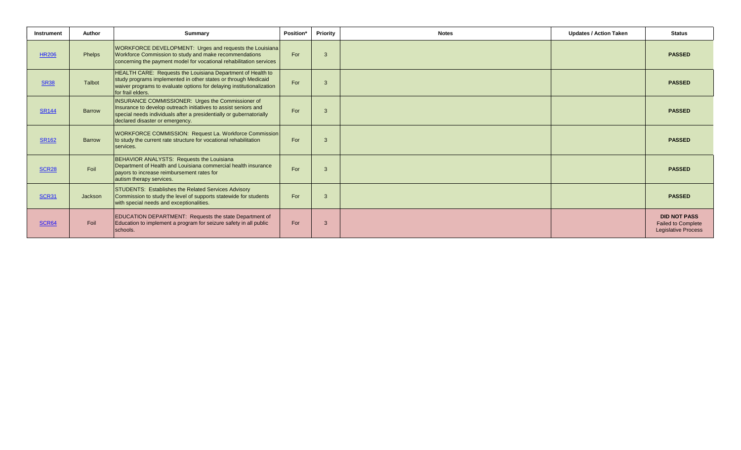| Instrument | Author | Summary | Position* | Priority | Notes | Updates / Action Taken | Status |
|---|---|---|---|---|---|---|---|
| HR206 | Phelps | WORKFORCE DEVELOPMENT: Urges and requests the Louisiana Workforce Commission to study and make recommendations concerning the payment model for vocational rehabilitation services | For | 3 | | | **PASSED** |
| SR38 | Talbot | HEALTH CARE: Requests the Louisiana Department of Health to study programs implemented in other states or through Medicaid waiver programs to evaluate options for delaying institutionalization for frail elders. | For | 3 | | | **PASSED** |
| SR144 | Barrow | INSURANCE COMMISSIONER: Urges the Commissioner of Insurance to develop outreach initiatives to assist seniors and special needs individuals after a presidentially or gubernatorially declared disaster or emergency. | For | 3 | | | **PASSED** |
| SR162 | Barrow | WORKFORCE COMMISSION: Request La. Workforce Commission to study the current rate structure for vocational rehabilitation services. | For | 3 | | | **PASSED** |
| SCR28 | Foil | BEHAVIOR ANALYSTS: Requests the Louisiana Department of Health and Louisiana commercial health insurance payors to increase reimbursement rates for autism therapy services. | For | 3 | | | **PASSED** |
| SCR31 | Jackson | STUDENTS: Establishes the Related Services Advisory Commission to study the level of supports statewide for students with special needs and exceptionalities. | For | 3 | | | **PASSED** |
| SCR64 | Foil | EDUCATION DEPARTMENT: Requests the state Department of Education to implement a program for seizure safety in all public schools. | For | 3 | | | **DID NOT PASS** Failed to Complete Legislative Process |